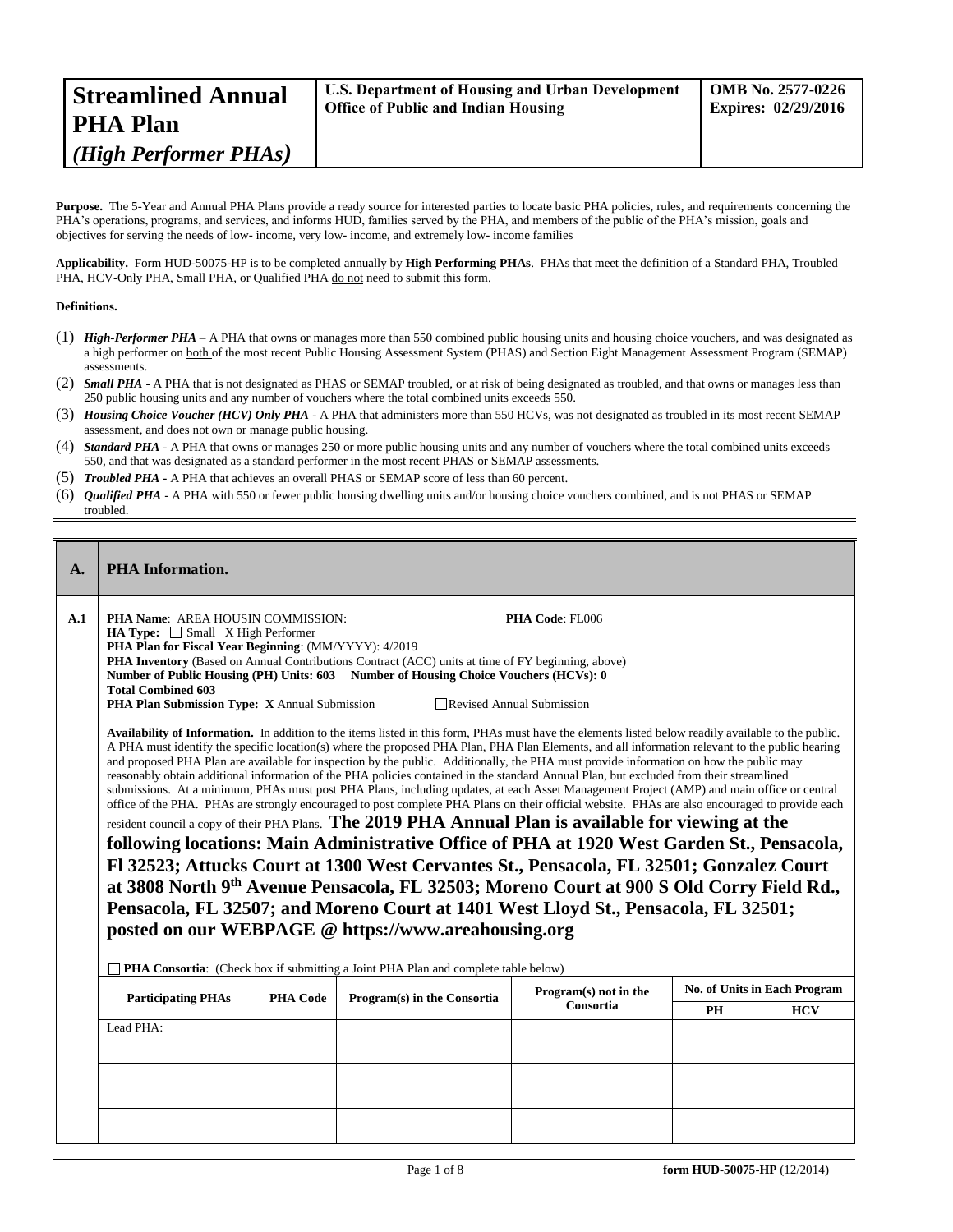| **Streamlined Annual PHA Plan** ***(High Performer PHAs)*** | **U.S. Department of Housing and Urban Development Office of Public and Indian Housing** | **OMB No. 2577-0226 Expires: 02/29/2016** |
|---|---|---|

**Purpose.** The 5-Year and Annual PHA Plans provide a ready source for interested parties to locate basic PHA policies, rules, and requirements concerning the PHA's operations, programs, and services, and informs HUD, families served by the PHA, and members of the public of the PHA's mission, goals and objectives for serving the needs of low- income, very low- income, and extremely low- income families

**Applicability.** Form HUD-50075-HP is to be completed annually by **High Performing PHAs**. PHAs that meet the definition of a Standard PHA, Troubled PHA, HCV-Only PHA, Small PHA, or Qualified PHA do not need to submit this form.

**Definitions.**

(1) ***High-Performer PHA*** – A PHA that owns or manages more than 550 combined public housing units and housing choice vouchers, and was designated as a high performer on both of the most recent Public Housing Assessment System (PHAS) and Section Eight Management Assessment Program (SEMAP) assessments.
(2) ***Small PHA*** - A PHA that is not designated as PHAS or SEMAP troubled, or at risk of being designated as troubled, and that owns or manages less than 250 public housing units and any number of vouchers where the total combined units exceeds 550.
(3) ***Housing Choice Voucher (HCV) Only PHA*** - A PHA that administers more than 550 HCVs, was not designated as troubled in its most recent SEMAP assessment, and does not own or manage public housing.
(4) ***Standard PHA*** - A PHA that owns or manages 250 or more public housing units and any number of vouchers where the total combined units exceeds 550, and that was designated as a standard performer in the most recent PHAS or SEMAP assessments.
(5) ***Troubled PHA*** - A PHA that achieves an overall PHAS or SEMAP score of less than 60 percent.
(6) ***Qualified PHA*** - A PHA with 550 or fewer public housing dwelling units and/or housing choice vouchers combined, and is not PHAS or SEMAP troubled.

## A. PHA Information.

**A.1**

**PHA Name**: AREA HOUSIN COMMISSION: **PHA Code**: FL006
**HA Type:** ☐ Small X High Performer
**PHA Plan for Fiscal Year Beginning**: (MM/YYYY): 4/2019
**PHA Inventory** (Based on Annual Contributions Contract (ACC) units at time of FY beginning, above)
**Number of Public Housing (PH) Units: 603 Number of Housing Choice Vouchers (HCVs): 0**
**Total Combined 603**
**PHA Plan Submission Type: X** Annual Submission ☐ Revised Annual Submission

**Availability of Information.** In addition to the items listed in this form, PHAs must have the elements listed below readily available to the public. A PHA must identify the specific location(s) where the proposed PHA Plan, PHA Plan Elements, and all information relevant to the public hearing and proposed PHA Plan are available for inspection by the public. Additionally, the PHA must provide information on how the public may reasonably obtain additional information of the PHA policies contained in the standard Annual Plan, but excluded from their streamlined submissions. At a minimum, PHAs must post PHA Plans, including updates, at each Asset Management Project (AMP) and main office or central office of the PHA. PHAs are strongly encouraged to post complete PHA Plans on their official website. PHAs are also encouraged to provide each resident council a copy of their PHA Plans. **The 2019 PHA Annual Plan is available for viewing at the following locations: Main Administrative Office of PHA at 1920 West Garden St., Pensacola, Fl 32523; Attucks Court at 1300 West Cervantes St., Pensacola, FL 32501; Gonzalez Court at 3808 North 9th Avenue Pensacola, FL 32503; Moreno Court at 900 S Old Corry Field Rd., Pensacola, FL 32507; and Moreno Court at 1401 West Lloyd St., Pensacola, FL 32501; posted on our WEBPAGE @ https://www.areahousing.org**

☐ **PHA Consortia**: (Check box if submitting a Joint PHA Plan and complete table below)

| Participating PHAs | PHA Code | Program(s) in the Consortia | Program(s) not in the Consortia | No. of Units in Each Program | |
|---|---|---|---|---|---|
| | | | | PH | HCV |
| Lead PHA: | | | | | |
| | | | | | |
| | | | | | |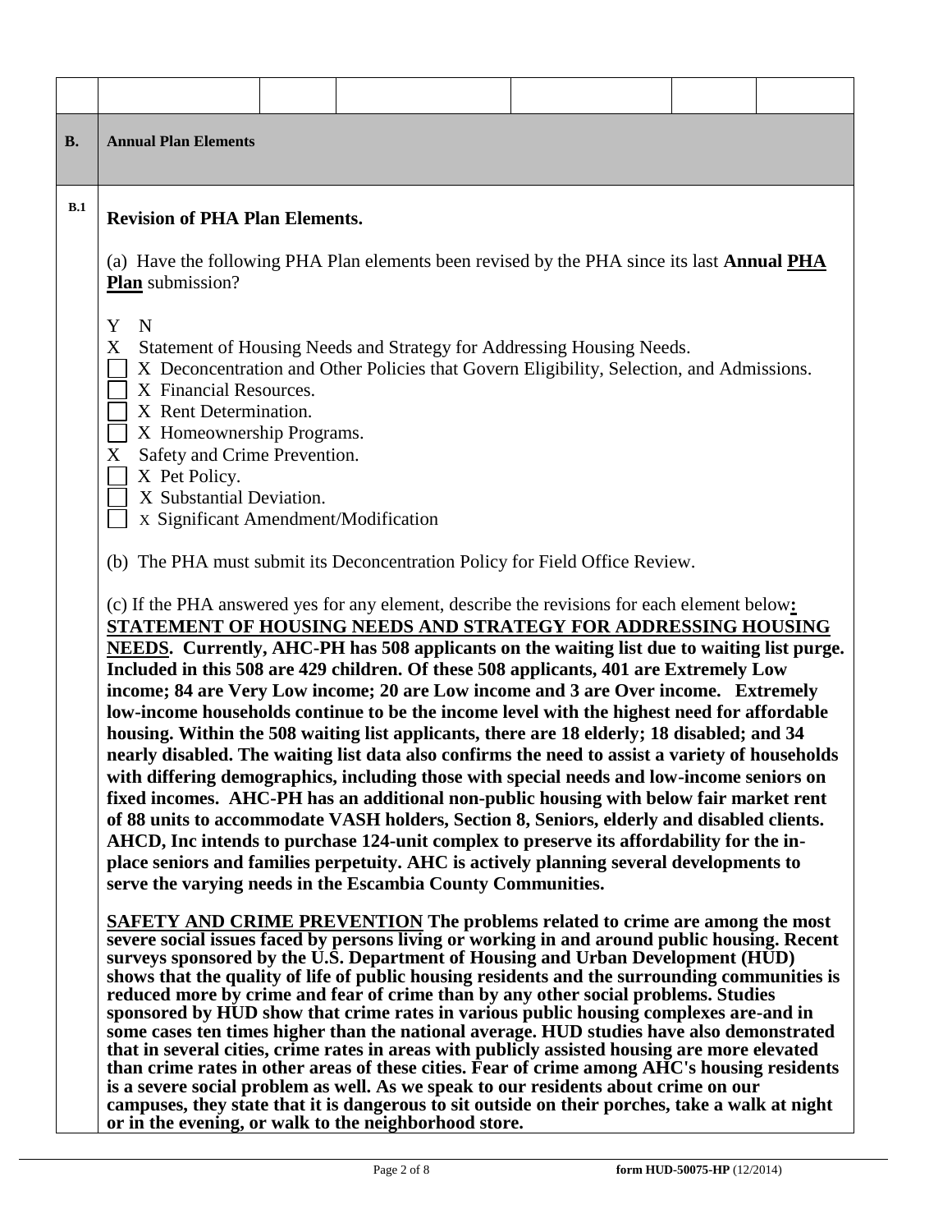| | | | | | | |
|---|---|---|---|---|---|---|
| | | | | | | |

| | |
|---|---|
| **B.** | **Annual Plan Elements** |

**B.1**

## Revision of PHA Plan Elements.

(a) Have the following PHA Plan elements been revised by the PHA since its last **Annual PHA Plan** submission?

Y N
X Statement of Housing Needs and Strategy for Addressing Housing Needs.
☐ X Deconcentration and Other Policies that Govern Eligibility, Selection, and Admissions.
☐ X Financial Resources.
☐ X Rent Determination.
☐ X Homeownership Programs.
X Safety and Crime Prevention.
☐ X Pet Policy.
☐ X Substantial Deviation.
☐ X Significant Amendment/Modification

(b) The PHA must submit its Deconcentration Policy for Field Office Review.

(c) If the PHA answered yes for any element, describe the revisions for each element below**:**

**STATEMENT OF HOUSING NEEDS AND STRATEGY FOR ADDRESSING HOUSING NEEDS. Currently, AHC-PH has 508 applicants on the waiting list due to waiting list purge. Included in this 508 are 429 children. Of these 508 applicants, 401 are Extremely Low income; 84 are Very Low income; 20 are Low income and 3 are Over income. Extremely low-income households continue to be the income level with the highest need for affordable housing. Within the 508 waiting list applicants, there are 18 elderly; 18 disabled; and 34 nearly disabled. The waiting list data also confirms the need to assist a variety of households with differing demographics, including those with special needs and low-income seniors on fixed incomes. AHC-PH has an additional non-public housing with below fair market rent of 88 units to accommodate VASH holders, Section 8, Seniors, elderly and disabled clients. AHCD, Inc intends to purchase 124-unit complex to preserve its affordability for the in-place seniors and families perpetuity. AHC is actively planning several developments to serve the varying needs in the Escambia County Communities.**

**SAFETY AND CRIME PREVENTION The problems related to crime are among the most severe social issues faced by persons living or working in and around public housing. Recent surveys sponsored by the U.S. Department of Housing and Urban Development (HUD) shows that the quality of life of public housing residents and the surrounding communities is reduced more by crime and fear of crime than by any other social problems. Studies sponsored by HUD show that crime rates in various public housing complexes are-and in some cases ten times higher than the national average. HUD studies have also demonstrated that in several cities, crime rates in areas with publicly assisted housing are more elevated than crime rates in other areas of these cities. Fear of crime among AHC's housing residents is a severe social problem as well. As we speak to our residents about crime on our campuses, they state that it is dangerous to sit outside on their porches, take a walk at night or in the evening, or walk to the neighborhood store.**

form HUD-50075-HP (12/2014)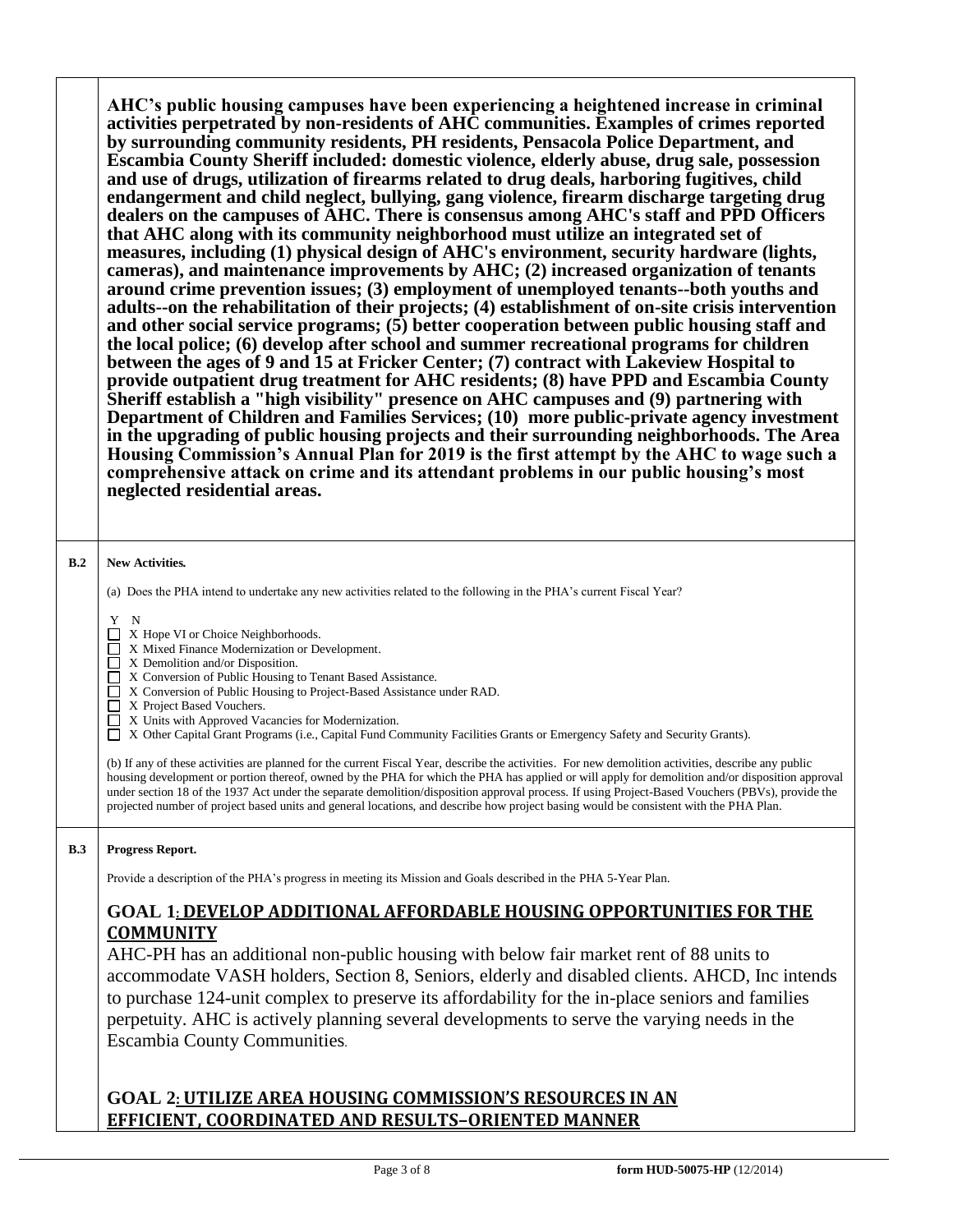**AHC's public housing campuses have been experiencing a heightened increase in criminal activities perpetrated by non-residents of AHC communities. Examples of crimes reported by surrounding community residents, PH residents, Pensacola Police Department, and Escambia County Sheriff included: domestic violence, elderly abuse, drug sale, possession and use of drugs, utilization of firearms related to drug deals, harboring fugitives, child endangerment and child neglect, bullying, gang violence, firearm discharge targeting drug dealers on the campuses of AHC. There is consensus among AHC's staff and PPD Officers that AHC along with its community neighborhood must utilize an integrated set of measures, including (1) physical design of AHC's environment, security hardware (lights, cameras), and maintenance improvements by AHC; (2) increased organization of tenants around crime prevention issues; (3) employment of unemployed tenants--both youths and adults--on the rehabilitation of their projects; (4) establishment of on-site crisis intervention and other social service programs; (5) better cooperation between public housing staff and the local police; (6) develop after school and summer recreational programs for children between the ages of 9 and 15 at Fricker Center; (7) contract with Lakeview Hospital to provide outpatient drug treatment for AHC residents; (8) have PPD and Escambia County Sheriff establish a "high visibility" presence on AHC campuses and (9) partnering with Department of Children and Families Services; (10) more public-private agency investment in the upgrading of public housing projects and their surrounding neighborhoods. The Area Housing Commission's Annual Plan for 2019 is the first attempt by the AHC to wage such a comprehensive attack on crime and its attendant problems in our public housing's most neglected residential areas.**

**B.2 New Activities.**

(a) Does the PHA intend to undertake any new activities related to the following in the PHA's current Fiscal Year?

Y N
- ☐ X Hope VI or Choice Neighborhoods.
- ☐ X Mixed Finance Modernization or Development.
- ☐ X Demolition and/or Disposition.
- ☐ X Conversion of Public Housing to Tenant Based Assistance.
- ☐ X Conversion of Public Housing to Project-Based Assistance under RAD.
- ☐ X Project Based Vouchers.
- ☐ X Units with Approved Vacancies for Modernization.
- ☐ X Other Capital Grant Programs (i.e., Capital Fund Community Facilities Grants or Emergency Safety and Security Grants).

(b) If any of these activities are planned for the current Fiscal Year, describe the activities. For new demolition activities, describe any public housing development or portion thereof, owned by the PHA for which the PHA has applied or will apply for demolition and/or disposition approval under section 18 of the 1937 Act under the separate demolition/disposition approval process. If using Project-Based Vouchers (PBVs), provide the projected number of project based units and general locations, and describe how project basing would be consistent with the PHA Plan.

**B.3 Progress Report.**

Provide a description of the PHA's progress in meeting its Mission and Goals described in the PHA 5-Year Plan.

## GOAL 1: DEVELOP ADDITIONAL AFFORDABLE HOUSING OPPORTUNITIES FOR THE COMMUNITY

AHC-PH has an additional non-public housing with below fair market rent of 88 units to accommodate VASH holders, Section 8, Seniors, elderly and disabled clients. AHCD, Inc intends to purchase 124-unit complex to preserve its affordability for the in-place seniors and families perpetuity. AHC is actively planning several developments to serve the varying needs in the Escambia County Communities.

## GOAL 2: UTILIZE AREA HOUSING COMMISSION'S RESOURCES IN AN EFFICIENT, COORDINATED AND RESULTS–ORIENTED MANNER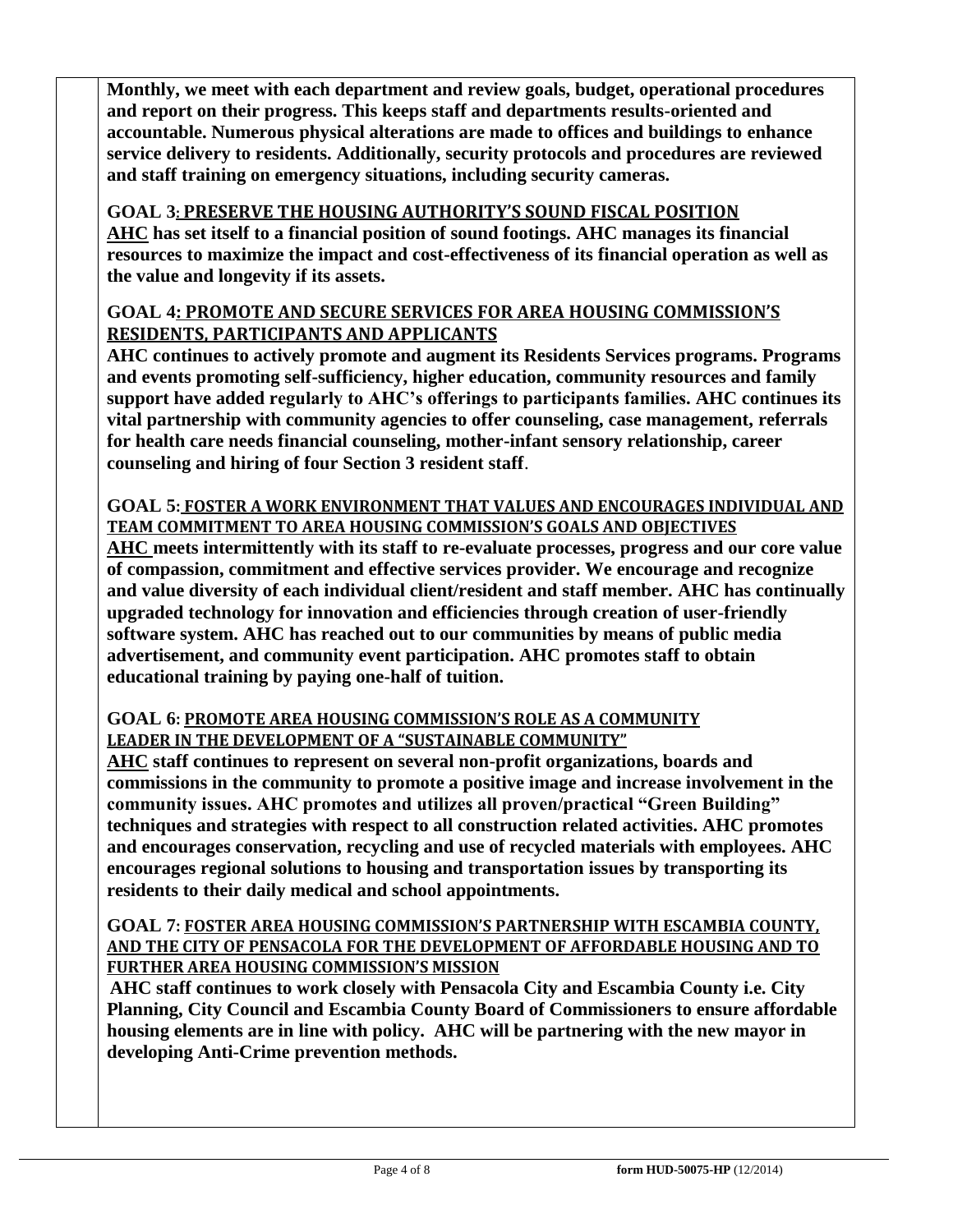**Monthly, we meet with each department and review goals, budget, operational procedures and report on their progress. This keeps staff and departments results-oriented and accountable. Numerous physical alterations are made to offices and buildings to enhance service delivery to residents. Additionally, security protocols and procedures are reviewed and staff training on emergency situations, including security cameras.**

**GOAL 3: PRESERVE THE HOUSING AUTHORITY'S SOUND FISCAL POSITION**

**AHC has set itself to a financial position of sound footings. AHC manages its financial resources to maximize the impact and cost-effectiveness of its financial operation as well as the value and longevity if its assets.**

**GOAL 4: PROMOTE AND SECURE SERVICES FOR AREA HOUSING COMMISSION'S RESIDENTS, PARTICIPANTS AND APPLICANTS**

**AHC continues to actively promote and augment its Residents Services programs. Programs and events promoting self-sufficiency, higher education, community resources and family support have added regularly to AHC's offerings to participants families. AHC continues its vital partnership with community agencies to offer counseling, case management, referrals for health care needs financial counseling, mother-infant sensory relationship, career counseling and hiring of four Section 3 resident staff**.

**GOAL 5: FOSTER A WORK ENVIRONMENT THAT VALUES AND ENCOURAGES INDIVIDUAL AND TEAM COMMITMENT TO AREA HOUSING COMMISSION'S GOALS AND OBJECTIVES**

**AHC meets intermittently with its staff to re-evaluate processes, progress and our core value of compassion, commitment and effective services provider. We encourage and recognize and value diversity of each individual client/resident and staff member. AHC has continually upgraded technology for innovation and efficiencies through creation of user-friendly software system. AHC has reached out to our communities by means of public media advertisement, and community event participation. AHC promotes staff to obtain educational training by paying one-half of tuition.**

**GOAL 6: PROMOTE AREA HOUSING COMMISSION'S ROLE AS A COMMUNITY LEADER IN THE DEVELOPMENT OF A "SUSTAINABLE COMMUNITY"**

**AHC staff continues to represent on several non-profit organizations, boards and commissions in the community to promote a positive image and increase involvement in the community issues. AHC promotes and utilizes all proven/practical "Green Building" techniques and strategies with respect to all construction related activities. AHC promotes and encourages conservation, recycling and use of recycled materials with employees. AHC encourages regional solutions to housing and transportation issues by transporting its residents to their daily medical and school appointments.**

**GOAL 7: FOSTER AREA HOUSING COMMISSION'S PARTNERSHIP WITH ESCAMBIA COUNTY, AND THE CITY OF PENSACOLA FOR THE DEVELOPMENT OF AFFORDABLE HOUSING AND TO FURTHER AREA HOUSING COMMISSION'S MISSION**

**AHC staff continues to work closely with Pensacola City and Escambia County i.e. City Planning, City Council and Escambia County Board of Commissioners to ensure affordable housing elements are in line with policy. AHC will be partnering with the new mayor in developing Anti-Crime prevention methods.**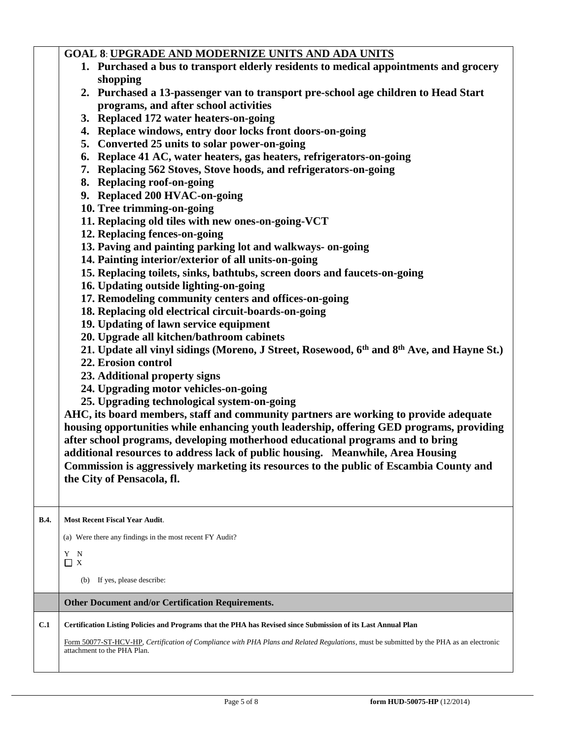**GOAL 8**: **UPGRADE AND MODERNIZE UNITS AND ADA UNITS**

1. **Purchased a bus to transport elderly residents to medical appointments and grocery shopping**
2. **Purchased a 13-passenger van to transport pre-school age children to Head Start programs, and after school activities**
3. **Replaced 172 water heaters-on-going**
4. **Replace windows, entry door locks front doors-on-going**
5. **Converted 25 units to solar power-on-going**
6. **Replace 41 AC, water heaters, gas heaters, refrigerators-on-going**
7. **Replacing 562 Stoves, Stove hoods, and refrigerators-on-going**
8. **Replacing roof-on-going**
9. **Replaced 200 HVAC-on-going**
10. **Tree trimming-on-going**
11. **Replacing old tiles with new ones-on-going-VCT**
12. **Replacing fences-on-going**
13. **Paving and painting parking lot and walkways- on-going**
14. **Painting interior/exterior of all units-on-going**
15. **Replacing toilets, sinks, bathtubs, screen doors and faucets-on-going**
16. **Updating outside lighting-on-going**
17. **Remodeling community centers and offices-on-going**
18. **Replacing old electrical circuit-boards-on-going**
19. **Updating of lawn service equipment**
20. **Upgrade all kitchen/bathroom cabinets**
21. **Update all vinyl sidings (Moreno, J Street, Rosewood, 6th and 8th Ave, and Hayne St.)**
22. **Erosion control**
23. **Additional property signs**
24. **Upgrading motor vehicles-on-going**
25. **Upgrading technological system-on-going**

**AHC, its board members, staff and community partners are working to provide adequate housing opportunities while enhancing youth leadership, offering GED programs, providing after school programs, developing motherhood educational programs and to bring additional resources to address lack of public housing. Meanwhile, Area Housing Commission is aggressively marketing its resources to the public of Escambia County and the City of Pensacola, fl.**

**B.4.** **Most Recent Fiscal Year Audit**.

(a) Were there any findings in the most recent FY Audit?

Y N
☐ X

(b) If yes, please describe:

**Other Document and/or Certification Requirements.**

**C.1** **Certification Listing Policies and Programs that the PHA has Revised since Submission of its Last Annual Plan**

Form 50077-ST-HCV-HP, *Certification of Compliance with PHA Plans and Related Regulations*, must be submitted by the PHA as an electronic attachment to the PHA Plan.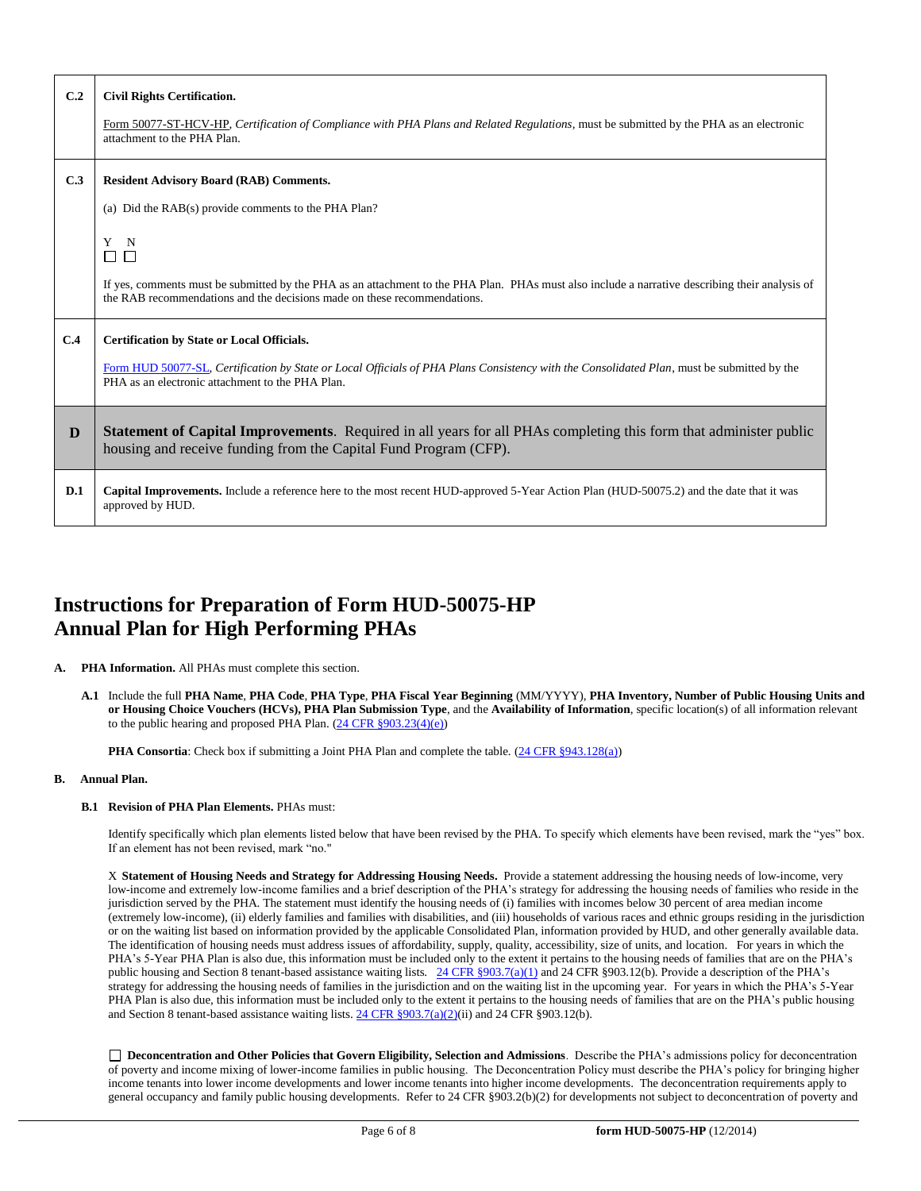| | |
|---|---|
| **C.2** | **Civil Rights Certification.**<br><br>Form 50077-ST-HCV-HP, *Certification of Compliance with PHA Plans and Related Regulations*, must be submitted by the PHA as an electronic attachment to the PHA Plan. |
| **C.3** | **Resident Advisory Board (RAB) Comments.**<br><br>(a) Did the RAB(s) provide comments to the PHA Plan?<br><br>Y N<br>☐ ☐<br><br>If yes, comments must be submitted by the PHA as an attachment to the PHA Plan. PHAs must also include a narrative describing their analysis of the RAB recommendations and the decisions made on these recommendations. |
| **C.4** | **Certification by State or Local Officials.**<br><br>Form HUD 50077-SL, *Certification by State or Local Officials of PHA Plans Consistency with the Consolidated Plan*, must be submitted by the PHA as an electronic attachment to the PHA Plan. |
| **D** | **Statement of Capital Improvements**. Required in all years for all PHAs completing this form that administer public housing and receive funding from the Capital Fund Program (CFP). |
| **D.1** | **Capital Improvements.** Include a reference here to the most recent HUD-approved 5-Year Action Plan (HUD-50075.2) and the date that it was approved by HUD. |

# Instructions for Preparation of Form HUD-50075-HP Annual Plan for High Performing PHAs

**A. PHA Information.** All PHAs must complete this section.

**A.1** Include the full **PHA Name**, **PHA Code**, **PHA Type**, **PHA Fiscal Year Beginning** (MM/YYYY), **PHA Inventory, Number of Public Housing Units and or Housing Choice Vouchers (HCVs), PHA Plan Submission Type**, and the **Availability of Information**, specific location(s) of all information relevant to the public hearing and proposed PHA Plan. (24 CFR §903.23(4)(e))

**PHA Consortia**: Check box if submitting a Joint PHA Plan and complete the table. (24 CFR §943.128(a))

**B. Annual Plan.**

**B.1 Revision of PHA Plan Elements.** PHAs must:

Identify specifically which plan elements listed below that have been revised by the PHA. To specify which elements have been revised, mark the "yes" box. If an element has not been revised, mark "no."

X **Statement of Housing Needs and Strategy for Addressing Housing Needs.** Provide a statement addressing the housing needs of low-income, very low-income and extremely low-income families and a brief description of the PHA's strategy for addressing the housing needs of families who reside in the jurisdiction served by the PHA. The statement must identify the housing needs of (i) families with incomes below 30 percent of area median income (extremely low-income), (ii) elderly families and families with disabilities, and (iii) households of various races and ethnic groups residing in the jurisdiction or on the waiting list based on information provided by the applicable Consolidated Plan, information provided by HUD, and other generally available data. The identification of housing needs must address issues of affordability, supply, quality, accessibility, size of units, and location. For years in which the PHA's 5-Year PHA Plan is also due, this information must be included only to the extent it pertains to the housing needs of families that are on the PHA's public housing and Section 8 tenant-based assistance waiting lists. 24 CFR §903.7(a)(1) and 24 CFR §903.12(b). Provide a description of the PHA's strategy for addressing the housing needs of families in the jurisdiction and on the waiting list in the upcoming year. For years in which the PHA's 5-Year PHA Plan is also due, this information must be included only to the extent it pertains to the housing needs of families that are on the PHA's public housing and Section 8 tenant-based assistance waiting lists. 24 CFR §903.7(a)(2)(ii) and 24 CFR §903.12(b).

☐ **Deconcentration and Other Policies that Govern Eligibility, Selection and Admissions**. Describe the PHA's admissions policy for deconcentration of poverty and income mixing of lower-income families in public housing. The Deconcentration Policy must describe the PHA's policy for bringing higher income tenants into lower income developments and lower income tenants into higher income developments. The deconcentration requirements apply to general occupancy and family public housing developments. Refer to 24 CFR §903.2(b)(2) for developments not subject to deconcentration of poverty and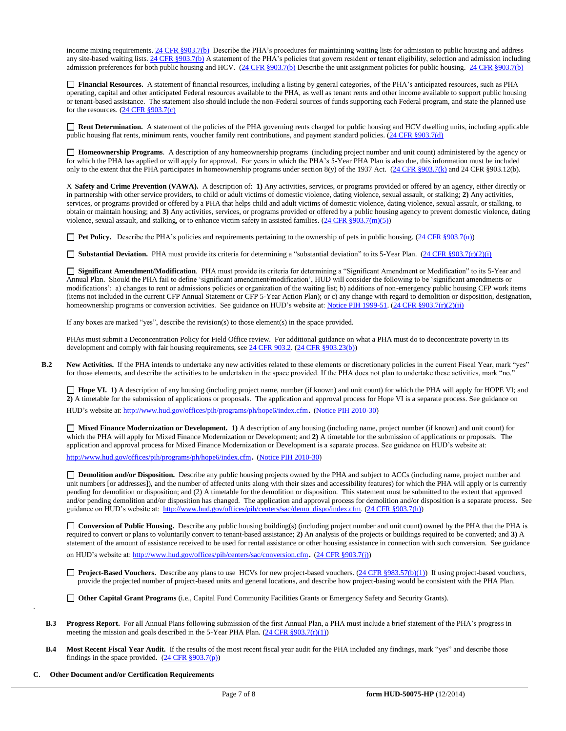income mixing requirements. 24 CFR §903.7(b) Describe the PHA's procedures for maintaining waiting lists for admission to public housing and address any site-based waiting lists. 24 CFR §903.7(b) A statement of the PHA's policies that govern resident or tenant eligibility, selection and admission including admission preferences for both public housing and HCV. (24 CFR §903.7(b) Describe the unit assignment policies for public housing. 24 CFR §903.7(b)

☐ **Financial Resources.** A statement of financial resources, including a listing by general categories, of the PHA's anticipated resources, such as PHA operating, capital and other anticipated Federal resources available to the PHA, as well as tenant rents and other income available to support public housing or tenant-based assistance. The statement also should include the non-Federal sources of funds supporting each Federal program, and state the planned use for the resources. (24 CFR §903.7(c)

☐ **Rent Determination.** A statement of the policies of the PHA governing rents charged for public housing and HCV dwelling units, including applicable public housing flat rents, minimum rents, voucher family rent contributions, and payment standard policies. (24 CFR §903.7(d)

☐ **Homeownership Programs**. A description of any homeownership programs (including project number and unit count) administered by the agency or for which the PHA has applied or will apply for approval. For years in which the PHA's 5-Year PHA Plan is also due, this information must be included only to the extent that the PHA participates in homeownership programs under section 8(y) of the 1937 Act. (24 CFR §903.7(k) and 24 CFR §903.12(b).

X **Safety and Crime Prevention (VAWA).** A description of: **1)** Any activities, services, or programs provided or offered by an agency, either directly or in partnership with other service providers, to child or adult victims of domestic violence, dating violence, sexual assault, or stalking; **2)** Any activities, services, or programs provided or offered by a PHA that helps child and adult victims of domestic violence, dating violence, sexual assault, or stalking, to obtain or maintain housing; and **3)** Any activities, services, or programs provided or offered by a public housing agency to prevent domestic violence, dating violence, sexual assault, and stalking, or to enhance victim safety in assisted families. (24 CFR §903.7(m)(5))

☐ **Pet Policy.** Describe the PHA's policies and requirements pertaining to the ownership of pets in public housing. (24 CFR §903.7(n))

☐ **Substantial Deviation.** PHA must provide its criteria for determining a "substantial deviation" to its 5-Year Plan. (24 CFR §903.7(r)(2)(i)

☐ **Significant Amendment/Modification**. PHA must provide its criteria for determining a "Significant Amendment or Modification" to its 5-Year and Annual Plan. Should the PHA fail to define 'significant amendment/modification', HUD will consider the following to be 'significant amendments or modifications': a) changes to rent or admissions policies or organization of the waiting list; b) additions of non-emergency public housing CFP work items (items not included in the current CFP Annual Statement or CFP 5-Year Action Plan); or c) any change with regard to demolition or disposition, designation, homeownership programs or conversion activities. See guidance on HUD's website at: Notice PIH 1999-51. (24 CFR §903.7(r)(2)(ii)

If any boxes are marked "yes", describe the revision(s) to those element(s) in the space provided.

PHAs must submit a Deconcentration Policy for Field Office review. For additional guidance on what a PHA must do to deconcentrate poverty in its development and comply with fair housing requirements, see 24 CFR 903.2. (24 CFR §903.23(b))

**B.2** **New Activities.** If the PHA intends to undertake any new activities related to these elements or discretionary policies in the current Fiscal Year, mark "yes" for those elements, and describe the activities to be undertaken in the space provided. If the PHA does not plan to undertake these activities, mark "no."

☐ **Hope VI.** 1**)** A description of any housing (including project name, number (if known) and unit count) for which the PHA will apply for HOPE VI; and **2)** A timetable for the submission of applications or proposals. The application and approval process for Hope VI is a separate process. See guidance on HUD's website at: http://www.hud.gov/offices/pih/programs/ph/hope6/index.cfm. (Notice PIH 2010-30)

☐ **Mixed Finance Modernization or Development.** **1)** A description of any housing (including name, project number (if known) and unit count) for which the PHA will apply for Mixed Finance Modernization or Development; and **2)** A timetable for the submission of applications or proposals. The application and approval process for Mixed Finance Modernization or Development is a separate process. See guidance on HUD's website at: http://www.hud.gov/offices/pih/programs/ph/hope6/index.cfm. (Notice PIH 2010-30)

☐ **Demolition and/or Disposition.** Describe any public housing projects owned by the PHA and subject to ACCs (including name, project number and unit numbers [or addresses]), and the number of affected units along with their sizes and accessibility features) for which the PHA will apply or is currently pending for demolition or disposition; and (2) A timetable for the demolition or disposition. This statement must be submitted to the extent that approved and/or pending demolition and/or disposition has changed. The application and approval process for demolition and/or disposition is a separate process. See guidance on HUD's website at: http://www.hud.gov/offices/pih/centers/sac/demo_dispo/index.cfm. (24 CFR §903.7(h))

☐ **Conversion of Public Housing.** Describe any public housing building(s) (including project number and unit count) owned by the PHA that the PHA is required to convert or plans to voluntarily convert to tenant-based assistance; **2)** An analysis of the projects or buildings required to be converted; and **3)** A statement of the amount of assistance received to be used for rental assistance or other housing assistance in connection with such conversion. See guidance on HUD's website at: http://www.hud.gov/offices/pih/centers/sac/conversion.cfm. (24 CFR §903.7(j))

☐ **Project-Based Vouchers.** Describe any plans to use HCVs for new project-based vouchers. (24 CFR §983.57(b)(1)) If using project-based vouchers, provide the projected number of project-based units and general locations, and describe how project-basing would be consistent with the PHA Plan.

☐ **Other Capital Grant Programs** (i.e., Capital Fund Community Facilities Grants or Emergency Safety and Security Grants).

**B.3** **Progress Report.** For all Annual Plans following submission of the first Annual Plan, a PHA must include a brief statement of the PHA's progress in meeting the mission and goals described in the 5-Year PHA Plan. (24 CFR §903.7(r)(1))

**B.4** **Most Recent Fiscal Year Audit.** If the results of the most recent fiscal year audit for the PHA included any findings, mark "yes" and describe those findings in the space provided. (24 CFR §903.7(p))

**C. Other Document and/or Certification Requirements**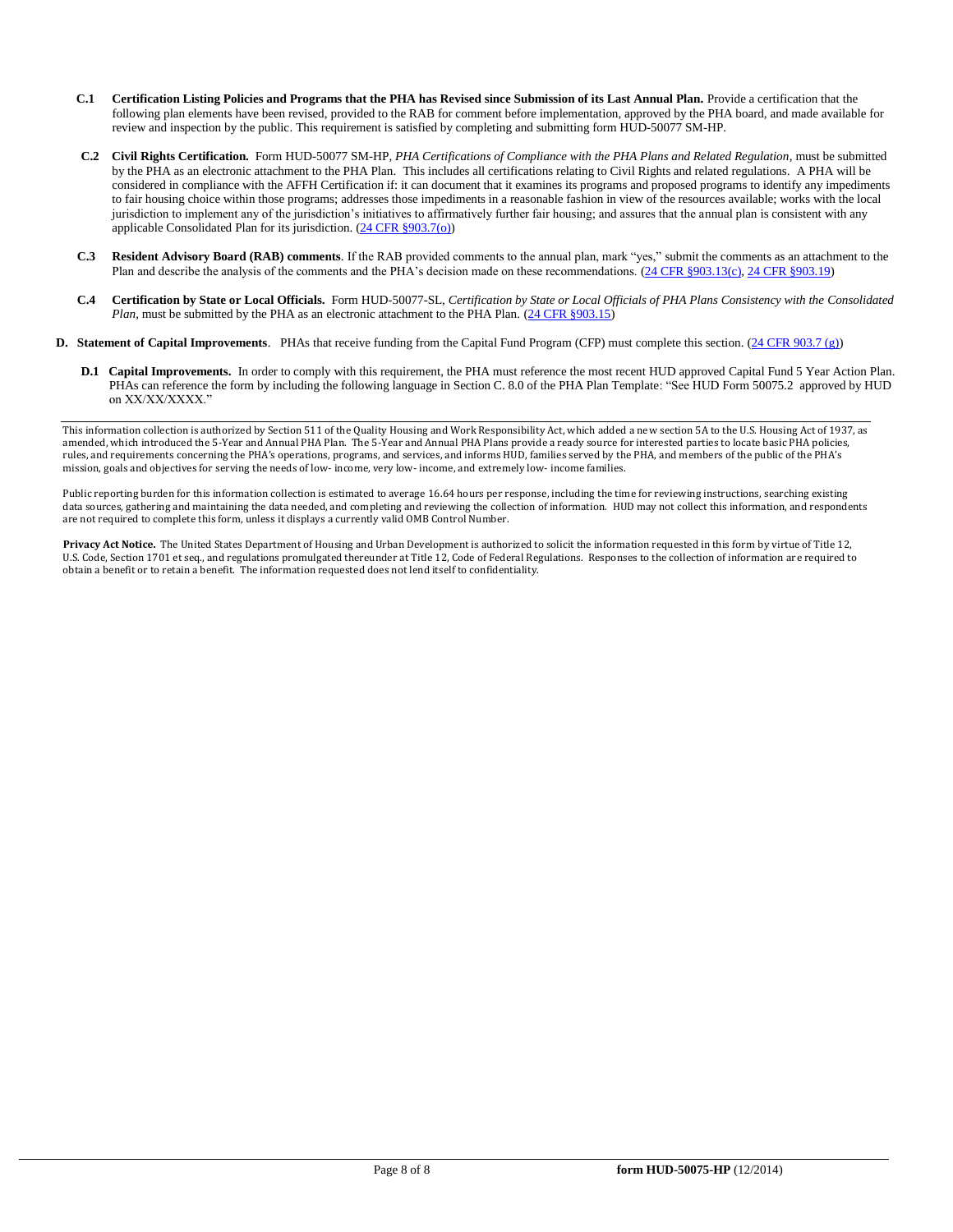**C.1 Certification Listing Policies and Programs that the PHA has Revised since Submission of its Last Annual Plan.** Provide a certification that the following plan elements have been revised, provided to the RAB for comment before implementation, approved by the PHA board, and made available for review and inspection by the public. This requirement is satisfied by completing and submitting form HUD-50077 SM-HP.

**C.2 Civil Rights Certification.** Form HUD-50077 SM-HP, *PHA Certifications of Compliance with the PHA Plans and Related Regulation*, must be submitted by the PHA as an electronic attachment to the PHA Plan. This includes all certifications relating to Civil Rights and related regulations. A PHA will be considered in compliance with the AFFH Certification if: it can document that it examines its programs and proposed programs to identify any impediments to fair housing choice within those programs; addresses those impediments in a reasonable fashion in view of the resources available; works with the local jurisdiction to implement any of the jurisdiction's initiatives to affirmatively further fair housing; and assures that the annual plan is consistent with any applicable Consolidated Plan for its jurisdiction. (24 CFR §903.7(o))

**C.3 Resident Advisory Board (RAB) comments**. If the RAB provided comments to the annual plan, mark "yes," submit the comments as an attachment to the Plan and describe the analysis of the comments and the PHA's decision made on these recommendations. (24 CFR §903.13(c), 24 CFR §903.19)

**C.4 Certification by State or Local Officials.** Form HUD-50077-SL, *Certification by State or Local Officials of PHA Plans Consistency with the Consolidated Plan*, must be submitted by the PHA as an electronic attachment to the PHA Plan. (24 CFR §903.15)

**D. Statement of Capital Improvements**. PHAs that receive funding from the Capital Fund Program (CFP) must complete this section. (24 CFR 903.7 (g))

**D.1 Capital Improvements.** In order to comply with this requirement, the PHA must reference the most recent HUD approved Capital Fund 5 Year Action Plan. PHAs can reference the form by including the following language in Section C. 8.0 of the PHA Plan Template: "See HUD Form 50075.2 approved by HUD on XX/XX/XXXX."

---

This information collection is authorized by Section 511 of the Quality Housing and Work Responsibility Act, which added a new section 5A to the U.S. Housing Act of 1937, as amended, which introduced the 5-Year and Annual PHA Plan. The 5-Year and Annual PHA Plans provide a ready source for interested parties to locate basic PHA policies, rules, and requirements concerning the PHA's operations, programs, and services, and informs HUD, families served by the PHA, and members of the public of the PHA's mission, goals and objectives for serving the needs of low- income, very low- income, and extremely low- income families.

Public reporting burden for this information collection is estimated to average 16.64 hours per response, including the time for reviewing instructions, searching existing data sources, gathering and maintaining the data needed, and completing and reviewing the collection of information. HUD may not collect this information, and respondents are not required to complete this form, unless it displays a currently valid OMB Control Number.

**Privacy Act Notice.** The United States Department of Housing and Urban Development is authorized to solicit the information requested in this form by virtue of Title 12, U.S. Code, Section 1701 et seq., and regulations promulgated thereunder at Title 12, Code of Federal Regulations. Responses to the collection of information are required to obtain a benefit or to retain a benefit. The information requested does not lend itself to confidentiality.